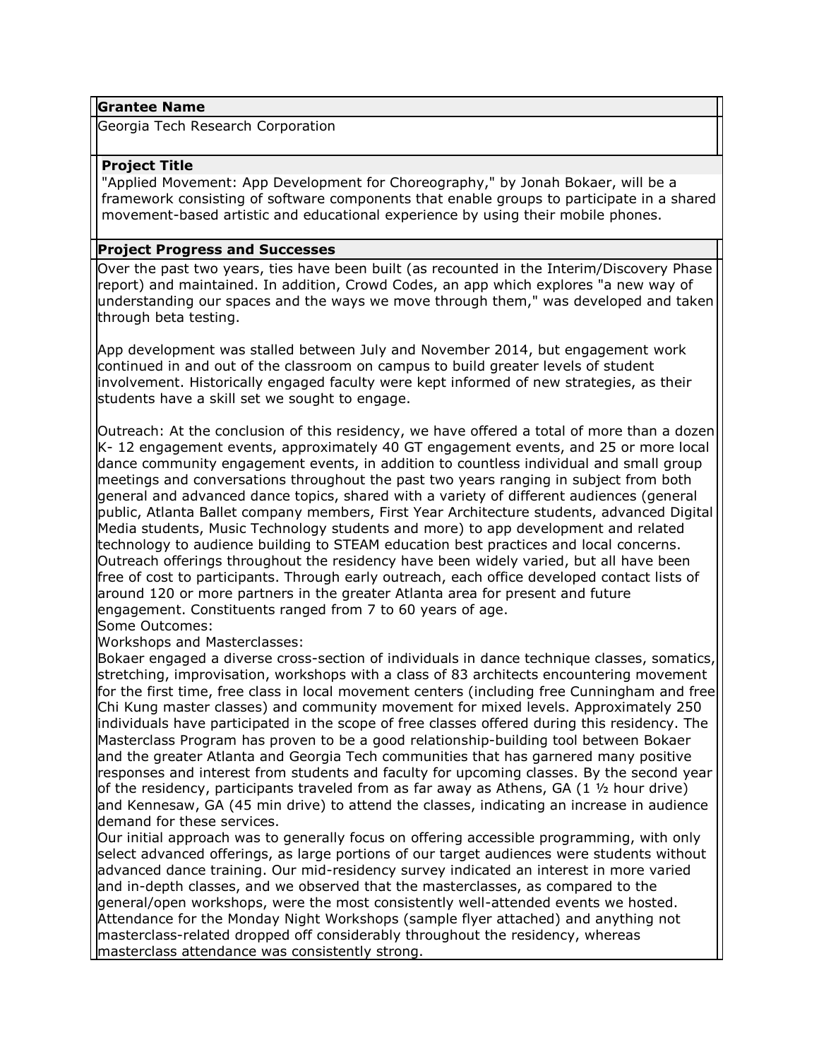**Grantee Name**

Georgia Tech Research Corporation

**Project Title**

"Applied Movement: App Development for Choreography," by Jonah Bokaer, will be a framework consisting of software components that enable groups to participate in a shared movement-based artistic and educational experience by using their mobile phones.

**Project Progress and Successes**

Over the past two years, ties have been built (as recounted in the Interim/Discovery Phase report) and maintained. In addition, Crowd Codes, an app which explores "a new way of understanding our spaces and the ways we move through them," was developed and taken through beta testing.

App development was stalled between July and November 2014, but engagement work continued in and out of the classroom on campus to build greater levels of student involvement. Historically engaged faculty were kept informed of new strategies, as their students have a skill set we sought to engage.

Outreach: At the conclusion of this residency, we have offered a total of more than a dozen K- 12 engagement events, approximately 40 GT engagement events, and 25 or more local dance community engagement events, in addition to countless individual and small group meetings and conversations throughout the past two years ranging in subject from both general and advanced dance topics, shared with a variety of different audiences (general public, Atlanta Ballet company members, First Year Architecture students, advanced Digital Media students, Music Technology students and more) to app development and related technology to audience building to STEAM education best practices and local concerns. Outreach offerings throughout the residency have been widely varied, but all have been free of cost to participants. Through early outreach, each office developed contact lists of around 120 or more partners in the greater Atlanta area for present and future engagement. Constituents ranged from 7 to 60 years of age.

Some Outcomes:

Workshops and Masterclasses:

Bokaer engaged a diverse cross-section of individuals in dance technique classes, somatics, stretching, improvisation, workshops with a class of 83 architects encountering movement for the first time, free class in local movement centers (including free Cunningham and free Chi Kung master classes) and community movement for mixed levels. Approximately 250 individuals have participated in the scope of free classes offered during this residency. The Masterclass Program has proven to be a good relationship-building tool between Bokaer and the greater Atlanta and Georgia Tech communities that has garnered many positive responses and interest from students and faculty for upcoming classes. By the second year of the residency, participants traveled from as far away as Athens, GA (1 ½ hour drive) and Kennesaw, GA (45 min drive) to attend the classes, indicating an increase in audience demand for these services.

Our initial approach was to generally focus on offering accessible programming, with only select advanced offerings, as large portions of our target audiences were students without advanced dance training. Our mid-residency survey indicated an interest in more varied and in-depth classes, and we observed that the masterclasses, as compared to the general/open workshops, were the most consistently well-attended events we hosted. Attendance for the Monday Night Workshops (sample flyer attached) and anything not masterclass-related dropped off considerably throughout the residency, whereas masterclass attendance was consistently strong.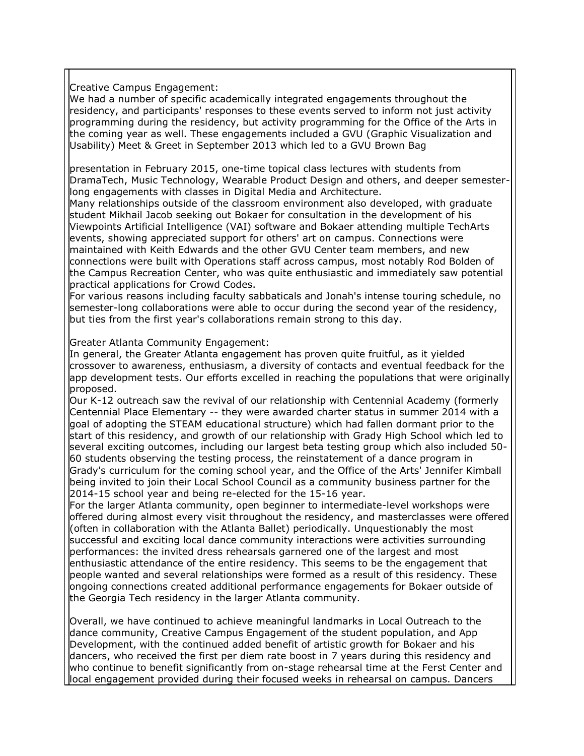Creative Campus Engagement:
We had a number of specific academically integrated engagements throughout the residency, and participants' responses to these events served to inform not just activity programming during the residency, but activity programming for the Office of the Arts in the coming year as well. These engagements included a GVU (Graphic Visualization and Usability) Meet & Greet in September 2013 which led to a GVU Brown Bag

presentation in February 2015, one-time topical class lectures with students from DramaTech, Music Technology, Wearable Product Design and others, and deeper semester-long engagements with classes in Digital Media and Architecture.
Many relationships outside of the classroom environment also developed, with graduate student Mikhail Jacob seeking out Bokaer for consultation in the development of his Viewpoints Artificial Intelligence (VAI) software and Bokaer attending multiple TechArts events, showing appreciated support for others' art on campus. Connections were maintained with Keith Edwards and the other GVU Center team members, and new connections were built with Operations staff across campus, most notably Rod Bolden of the Campus Recreation Center, who was quite enthusiastic and immediately saw potential practical applications for Crowd Codes.
For various reasons including faculty sabbaticals and Jonah's intense touring schedule, no semester-long collaborations were able to occur during the second year of the residency, but ties from the first year's collaborations remain strong to this day.

Greater Atlanta Community Engagement:
In general, the Greater Atlanta engagement has proven quite fruitful, as it yielded crossover to awareness, enthusiasm, a diversity of contacts and eventual feedback for the app development tests. Our efforts excelled in reaching the populations that were originally proposed.
Our K-12 outreach saw the revival of our relationship with Centennial Academy (formerly Centennial Place Elementary -- they were awarded charter status in summer 2014 with a goal of adopting the STEAM educational structure) which had fallen dormant prior to the start of this residency, and growth of our relationship with Grady High School which led to several exciting outcomes, including our largest beta testing group which also included 50-60 students observing the testing process, the reinstatement of a dance program in Grady's curriculum for the coming school year, and the Office of the Arts' Jennifer Kimball being invited to join their Local School Council as a community business partner for the 2014-15 school year and being re-elected for the 15-16 year.
For the larger Atlanta community, open beginner to intermediate-level workshops were offered during almost every visit throughout the residency, and masterclasses were offered (often in collaboration with the Atlanta Ballet) periodically. Unquestionably the most successful and exciting local dance community interactions were activities surrounding performances: the invited dress rehearsals garnered one of the largest and most enthusiastic attendance of the entire residency. This seems to be the engagement that people wanted and several relationships were formed as a result of this residency. These ongoing connections created additional performance engagements for Bokaer outside of the Georgia Tech residency in the larger Atlanta community.

Overall, we have continued to achieve meaningful landmarks in Local Outreach to the dance community, Creative Campus Engagement of the student population, and App Development, with the continued added benefit of artistic growth for Bokaer and his dancers, who received the first per diem rate boost in 7 years during this residency and who continue to benefit significantly from on-stage rehearsal time at the Ferst Center and local engagement provided during their focused weeks in rehearsal on campus. Dancers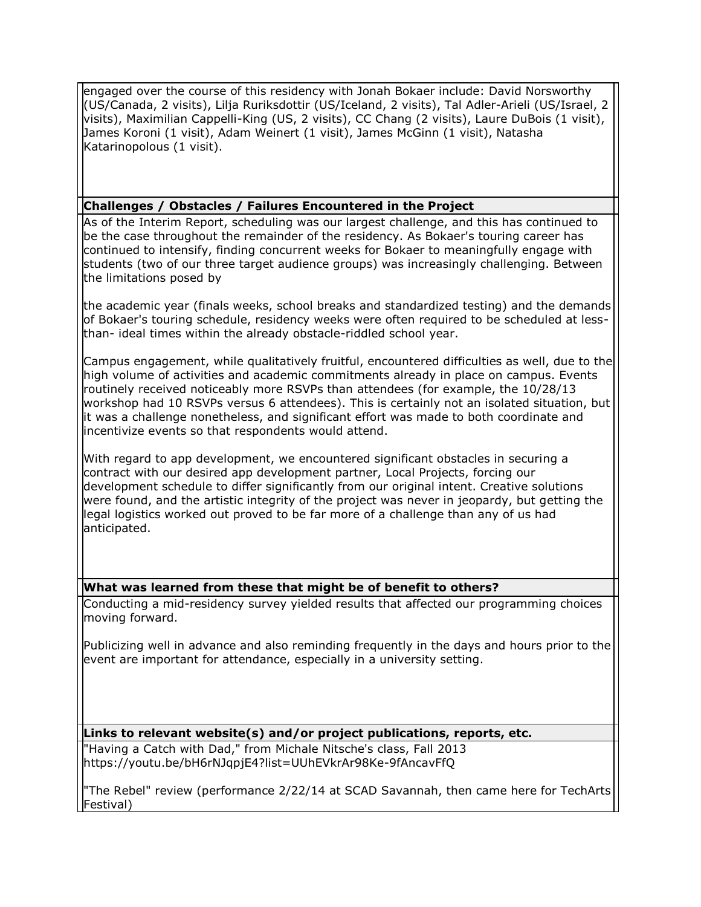engaged over the course of this residency with Jonah Bokaer include: David Norsworthy (US/Canada, 2 visits), Lilja Ruriksdottir (US/Iceland, 2 visits), Tal Adler-Arieli (US/Israel, 2 visits), Maximilian Cappelli-King (US, 2 visits), CC Chang (2 visits), Laure DuBois (1 visit), James Koroni (1 visit), Adam Weinert (1 visit), James McGinn (1 visit), Natasha Katarinopolous (1 visit).

**Challenges / Obstacles / Failures Encountered in the Project**

As of the Interim Report, scheduling was our largest challenge, and this has continued to be the case throughout the remainder of the residency. As Bokaer's touring career has continued to intensify, finding concurrent weeks for Bokaer to meaningfully engage with students (two of our three target audience groups) was increasingly challenging. Between the limitations posed by

the academic year (finals weeks, school breaks and standardized testing) and the demands of Bokaer's touring schedule, residency weeks were often required to be scheduled at less-than- ideal times within the already obstacle-riddled school year.

Campus engagement, while qualitatively fruitful, encountered difficulties as well, due to the high volume of activities and academic commitments already in place on campus. Events routinely received noticeably more RSVPs than attendees (for example, the 10/28/13 workshop had 10 RSVPs versus 6 attendees). This is certainly not an isolated situation, but it was a challenge nonetheless, and significant effort was made to both coordinate and incentivize events so that respondents would attend.

With regard to app development, we encountered significant obstacles in securing a contract with our desired app development partner, Local Projects, forcing our development schedule to differ significantly from our original intent. Creative solutions were found, and the artistic integrity of the project was never in jeopardy, but getting the legal logistics worked out proved to be far more of a challenge than any of us had anticipated.

**What was learned from these that might be of benefit to others?**

Conducting a mid-residency survey yielded results that affected our programming choices moving forward.

Publicizing well in advance and also reminding frequently in the days and hours prior to the event are important for attendance, especially in a university setting.

**Links to relevant website(s) and/or project publications, reports, etc.**

"Having a Catch with Dad," from Michale Nitsche's class, Fall 2013
https://youtu.be/bH6rNJqpjE4?list=UUhEVkrAr98Ke-9fAncavFfQ

"The Rebel" review (performance 2/22/14 at SCAD Savannah, then came here for TechArts Festival)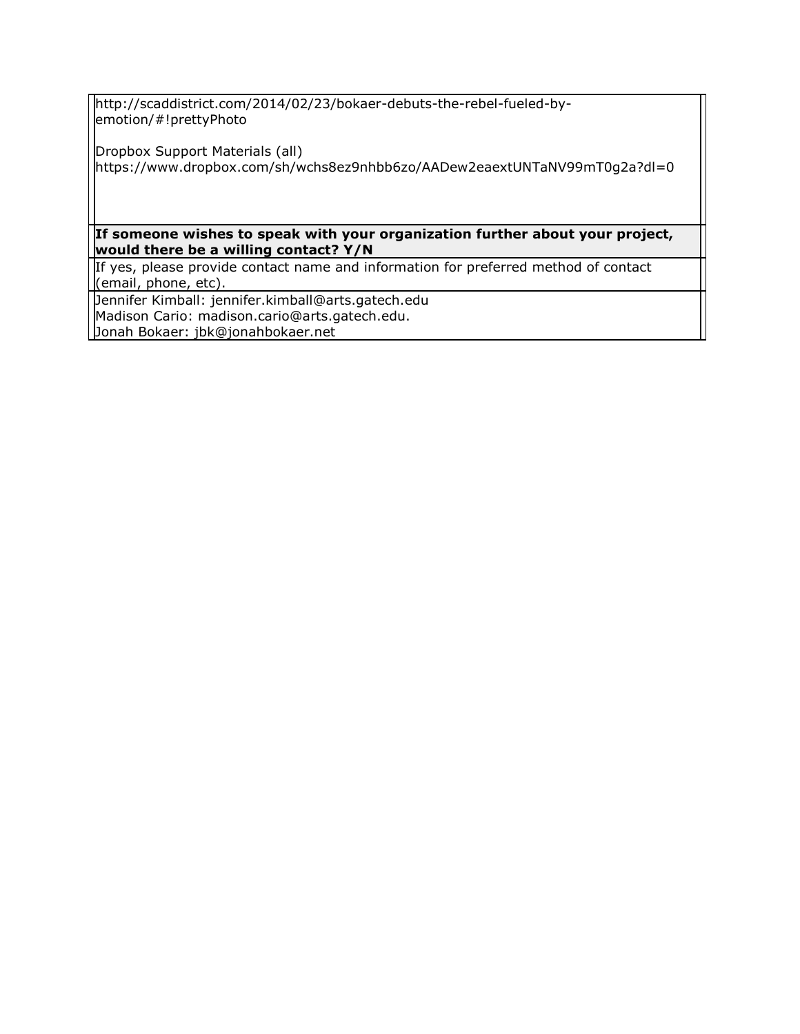| |
|---|
| http://scaddistrict.com/2014/02/23/bokaer-debuts-the-rebel-fueled-by-emotion/#!prettyPhoto<br><br>Dropbox Support Materials (all)<br>https://www.dropbox.com/sh/wchs8ez9nhbb6zo/AADew2eaextUNTaNV99mT0g2a?dl=0 |
| **If someone wishes to speak with your organization further about your project, would there be a willing contact? Y/N** |
| If yes, please provide contact name and information for preferred method of contact (email, phone, etc). |
| Jennifer Kimball: jennifer.kimball@arts.gatech.edu<br>Madison Cario: madison.cario@arts.gatech.edu.<br>Jonah Bokaer: jbk@jonahbokaer.net |